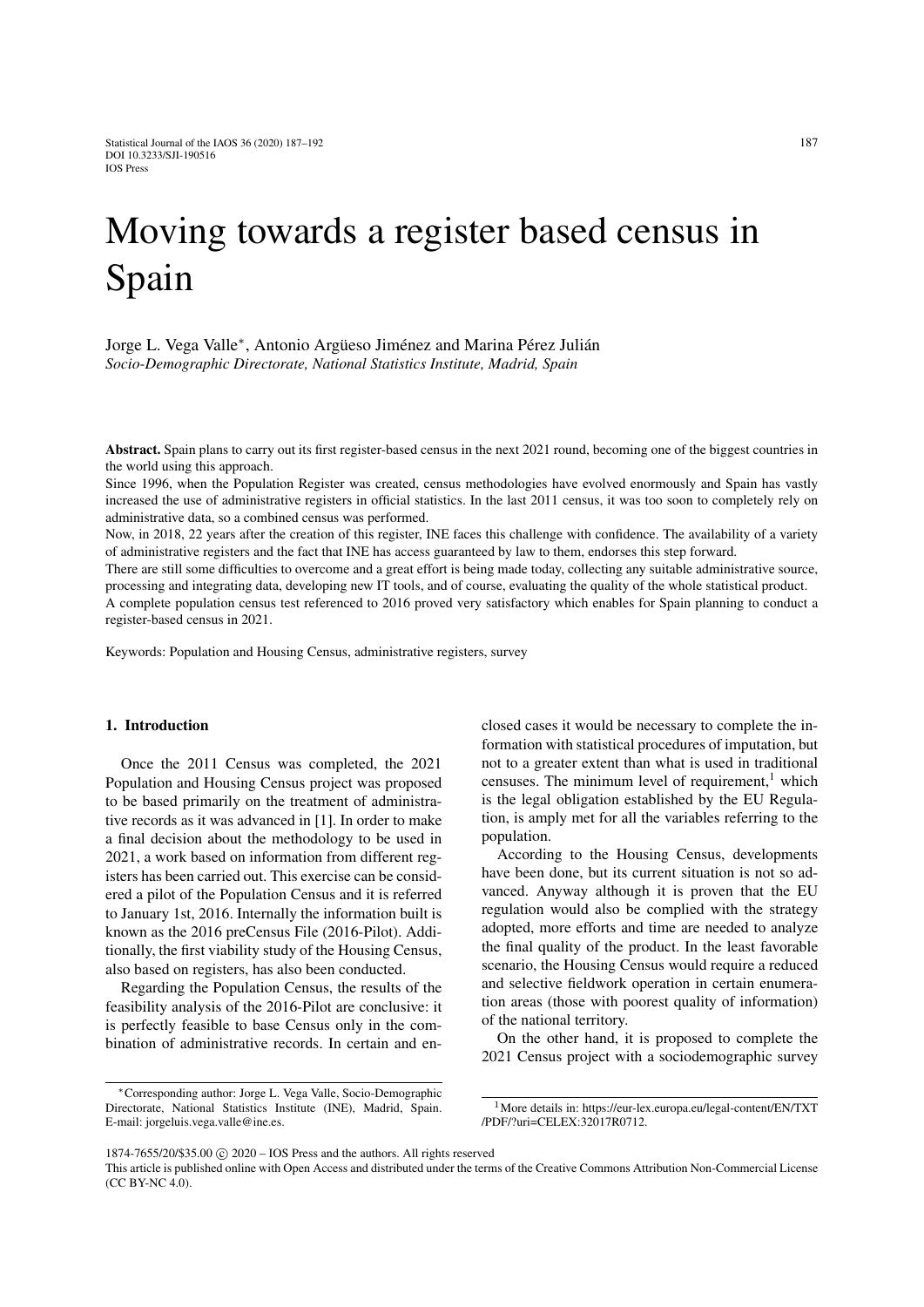# Moving towards a register based census in Spain

Jorge L. Vega Valle*, Antonio Argüeso Jiménez and Marina Pérez Julián

*Socio-Demographic Directorate, National Statistics Institute, Madrid, Spain*

**Abstract.** Spain plans to carry out its first register-based census in the next 2021 round, becoming one of the biggest countries in the world using this approach.

Since 1996, when the Population Register was created, census methodologies have evolved enormously and Spain has vastly increased the use of administrative registers in official statistics. In the last 2011 census, it was too soon to completely rely on administrative data, so a combined census was performed.

Now, in 2018, 22 years after the creation of this register, INE faces this challenge with confidence. The availability of a variety of administrative registers and the fact that INE has access guaranteed by law to them, endorses this step forward.

There are still some difficulties to overcome and a great effort is being made today, collecting any suitable administrative source, processing and integrating data, developing new IT tools, and of course, evaluating the quality of the whole statistical product.

A complete population census test referenced to 2016 proved very satisfactory which enables for Spain planning to conduct a register-based census in 2021.

Keywords: Population and Housing Census, administrative registers, survey

## 1. Introduction

Once the 2011 Census was completed, the 2021 Population and Housing Census project was proposed to be based primarily on the treatment of administrative records as it was advanced in [1]. In order to make a final decision about the methodology to be used in 2021, a work based on information from different registers has been carried out. This exercise can be considered a pilot of the Population Census and it is referred to January 1st, 2016. Internally the information built is known as the 2016 preCensus File (2016-Pilot). Additionally, the first viability study of the Housing Census, also based on registers, has also been conducted.

Regarding the Population Census, the results of the feasibility analysis of the 2016-Pilot are conclusive: it is perfectly feasible to base Census only in the combination of administrative records. In certain and enclosed cases it would be necessary to complete the information with statistical procedures of imputation, but not to a greater extent than what is used in traditional censuses. The minimum level of requirement,[1] which is the legal obligation established by the EU Regulation, is amply met for all the variables referring to the population.

According to the Housing Census, developments have been done, but its current situation is not so advanced. Anyway although it is proven that the EU regulation would also be complied with the strategy adopted, more efforts and time are needed to analyze the final quality of the product. In the least favorable scenario, the Housing Census would require a reduced and selective fieldwork operation in certain enumeration areas (those with poorest quality of information) of the national territory.

On the other hand, it is proposed to complete the 2021 Census project with a sociodemographic survey

---

*Corresponding author: Jorge L. Vega Valle, Socio-Demographic Directorate, National Statistics Institute (INE), Madrid, Spain. E-mail: jorgeluis.vega.valle@ine.es.

[1] More details in: https://eur-lex.europa.eu/legal-content/EN/TXT/PDF/?uri=CELEX:32017R0712.

1874-7655/20/$35.00 © 2020 – IOS Press and the authors. All rights reserved

This article is published online with Open Access and distributed under the terms of the Creative Commons Attribution Non-Commercial License (CC BY-NC 4.0).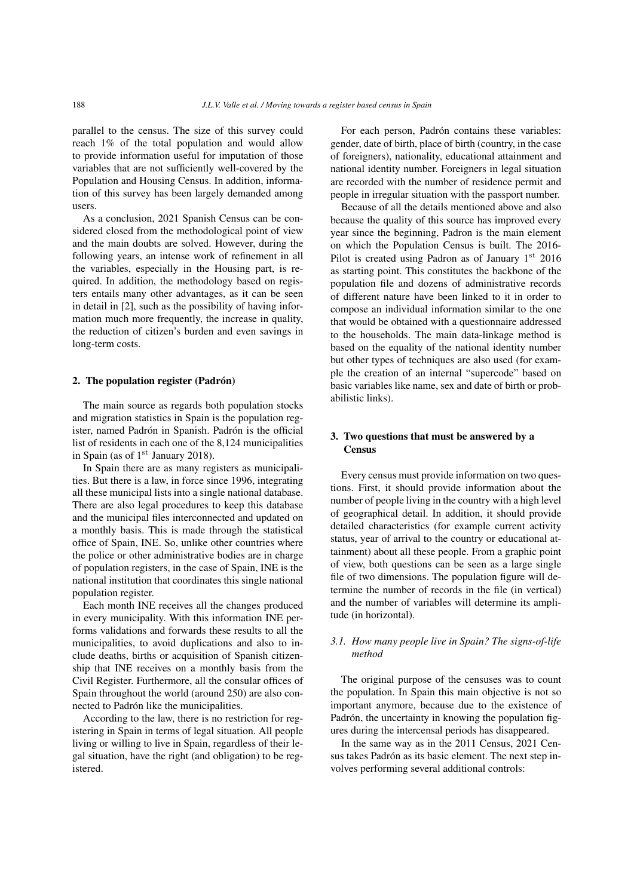parallel to the census. The size of this survey could reach 1% of the total population and would allow to provide information useful for imputation of those variables that are not sufficiently well-covered by the Population and Housing Census. In addition, information of this survey has been largely demanded among users.

As a conclusion, 2021 Spanish Census can be considered closed from the methodological point of view and the main doubts are solved. However, during the following years, an intense work of refinement in all the variables, especially in the Housing part, is required. In addition, the methodology based on registers entails many other advantages, as it can be seen in detail in [2], such as the possibility of having information much more frequently, the increase in quality, the reduction of citizen's burden and even savings in long-term costs.

## 2. The population register (Padrón)

The main source as regards both population stocks and migration statistics in Spain is the population register, named Padrón in Spanish. Padrón is the official list of residents in each one of the 8,124 municipalities in Spain (as of 1st January 2018).

In Spain there are as many registers as municipalities. But there is a law, in force since 1996, integrating all these municipal lists into a single national database. There are also legal procedures to keep this database and the municipal files interconnected and updated on a monthly basis. This is made through the statistical office of Spain, INE. So, unlike other countries where the police or other administrative bodies are in charge of population registers, in the case of Spain, INE is the national institution that coordinates this single national population register.

Each month INE receives all the changes produced in every municipality. With this information INE performs validations and forwards these results to all the municipalities, to avoid duplications and also to include deaths, births or acquisition of Spanish citizenship that INE receives on a monthly basis from the Civil Register. Furthermore, all the consular offices of Spain throughout the world (around 250) are also connected to Padrón like the municipalities.

According to the law, there is no restriction for registering in Spain in terms of legal situation. All people living or willing to live in Spain, regardless of their legal situation, have the right (and obligation) to be registered.

For each person, Padrón contains these variables: gender, date of birth, place of birth (country, in the case of foreigners), nationality, educational attainment and national identity number. Foreigners in legal situation are recorded with the number of residence permit and people in irregular situation with the passport number.

Because of all the details mentioned above and also because the quality of this source has improved every year since the beginning, Padron is the main element on which the Population Census is built. The 2016-Pilot is created using Padron as of January 1st 2016 as starting point. This constitutes the backbone of the population file and dozens of administrative records of different nature have been linked to it in order to compose an individual information similar to the one that would be obtained with a questionnaire addressed to the households. The main data-linkage method is based on the equality of the national identity number but other types of techniques are also used (for example the creation of an internal "supercode" based on basic variables like name, sex and date of birth or probabilistic links).

## 3. Two questions that must be answered by a Census

Every census must provide information on two questions. First, it should provide information about the number of people living in the country with a high level of geographical detail. In addition, it should provide detailed characteristics (for example current activity status, year of arrival to the country or educational attainment) about all these people. From a graphic point of view, both questions can be seen as a large single file of two dimensions. The population figure will determine the number of records in the file (in vertical) and the number of variables will determine its amplitude (in horizontal).

### *3.1. How many people live in Spain? The signs-of-life method*

The original purpose of the censuses was to count the population. In Spain this main objective is not so important anymore, because due to the existence of Padrón, the uncertainty in knowing the population figures during the intercensal periods has disappeared.

In the same way as in the 2011 Census, 2021 Census takes Padrón as its basic element. The next step involves performing several additional controls: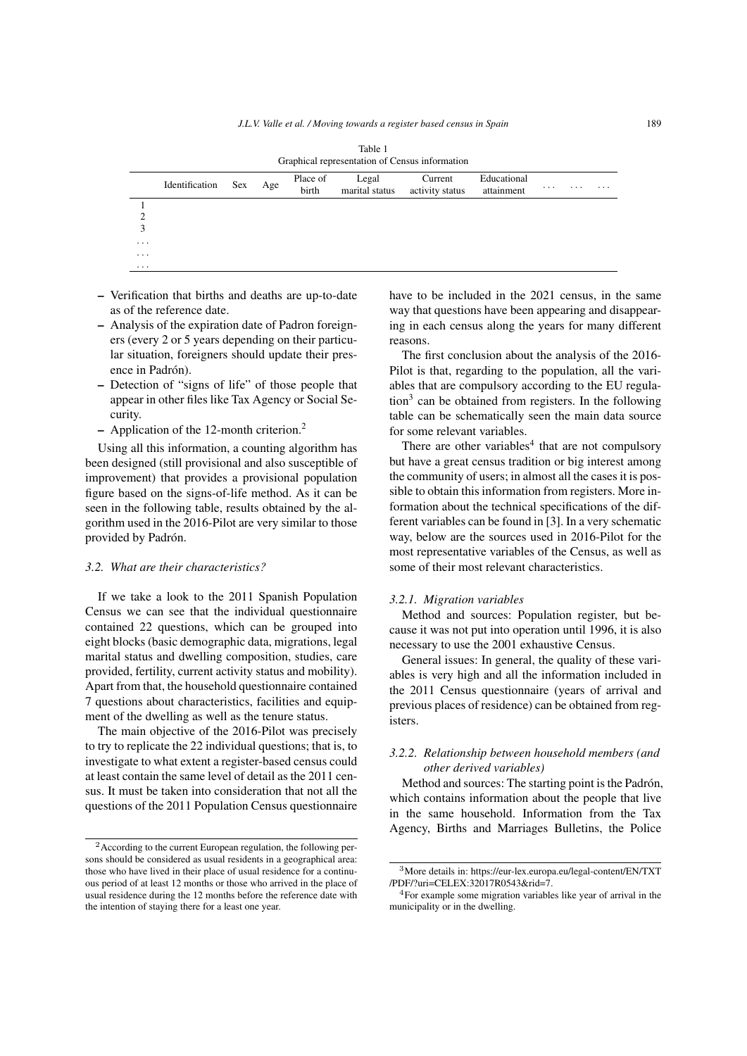Table 1
Graphical representation of Census information

| | Identification | Sex | Age | Place of birth | Legal marital status | Current activity status | Educational attainment | ... | ... | ... |
|---|---|---|---|---|---|---|---|---|---|---|
| 1 | | | | | | | | | | |
| 2 | | | | | | | | | | |
| 3 | | | | | | | | | | |
| ... | | | | | | | | | | |
| ... | | | | | | | | | | |
| ... | | | | | | | | | | |

- Verification that births and deaths are up-to-date as of the reference date.
- Analysis of the expiration date of Padron foreigners (every 2 or 5 years depending on their particular situation, foreigners should update their presence in Padrón).
- Detection of "signs of life" of those people that appear in other files like Tax Agency or Social Security.
- Application of the 12-month criterion.[2]

Using all this information, a counting algorithm has been designed (still provisional and also susceptible of improvement) that provides a provisional population figure based on the signs-of-life method. As it can be seen in the following table, results obtained by the algorithm used in the 2016-Pilot are very similar to those provided by Padrón.

### 3.2. What are their characteristics?

If we take a look to the 2011 Spanish Population Census we can see that the individual questionnaire contained 22 questions, which can be grouped into eight blocks (basic demographic data, migrations, legal marital status and dwelling composition, studies, care provided, fertility, current activity status and mobility). Apart from that, the household questionnaire contained 7 questions about characteristics, facilities and equipment of the dwelling as well as the tenure status.

The main objective of the 2016-Pilot was precisely to try to replicate the 22 individual questions; that is, to investigate to what extent a register-based census could at least contain the same level of detail as the 2011 census. It must be taken into consideration that not all the questions of the 2011 Population Census questionnaire have to be included in the 2021 census, in the same way that questions have been appearing and disappearing in each census along the years for many different reasons.

The first conclusion about the analysis of the 2016-Pilot is that, regarding to the population, all the variables that are compulsory according to the EU regulation[3] can be obtained from registers. In the following table can be schematically seen the main data source for some relevant variables.

There are other variables[4] that are not compulsory but have a great census tradition or big interest among the community of users; in almost all the cases it is possible to obtain this information from registers. More information about the technical specifications of the different variables can be found in [3]. In a very schematic way, below are the sources used in 2016-Pilot for the most representative variables of the Census, as well as some of their most relevant characteristics.

#### 3.2.1. Migration variables

Method and sources: Population register, but because it was not put into operation until 1996, it is also necessary to use the 2001 exhaustive Census.

General issues: In general, the quality of these variables is very high and all the information included in the 2011 Census questionnaire (years of arrival and previous places of residence) can be obtained from registers.

#### 3.2.2. Relationship between household members (and other derived variables)

Method and sources: The starting point is the Padrón, which contains information about the people that live in the same household. Information from the Tax Agency, Births and Marriages Bulletins, the Police

[2] According to the current European regulation, the following persons should be considered as usual residents in a geographical area: those who have lived in their place of usual residence for a continuous period of at least 12 months or those who arrived in the place of usual residence during the 12 months before the reference date with the intention of staying there for a least one year.

[3] More details in: https://eur-lex.europa.eu/legal-content/EN/TXT/PDF/?uri=CELEX:32017R0543&rid=7.

[4] For example some migration variables like year of arrival in the municipality or in the dwelling.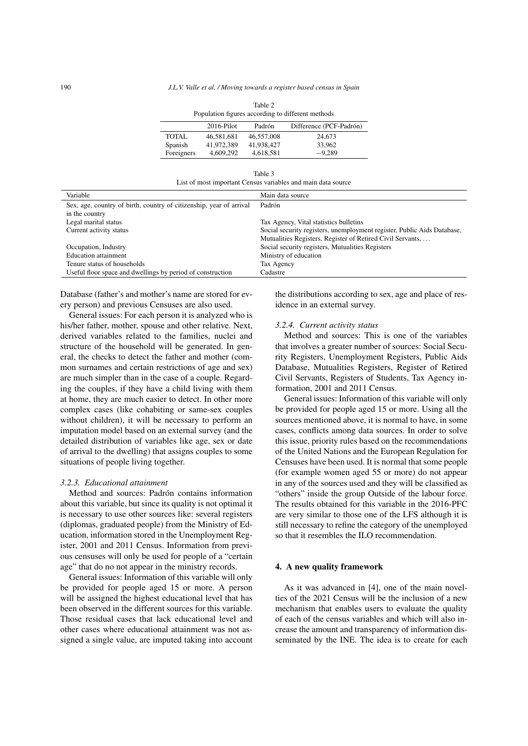Table 2
Population figures according to different methods

| | 2016-Pilot | Padrón | Difference (PCF-Padrón) |
|---|---|---|---|
| TOTAL | 46,581,681 | 46,557,008 | 24,673 |
| Spanish | 41,972,389 | 41,938,427 | 33,962 |
| Foreigners | 4,609,292 | 4,618,581 | −9,289 |

Table 3
List of most important Census variables and main data source

| Variable | Main data source |
|---|---|
| Sex, age, country of birth, country of citizenship, year of arrival in the country | Padrón |
| Legal marital status | Tax Agency, Vital statistics bulletins |
| Current activity status | Social security registers, unemployment register, Public Aids Database, Mutualities Registers, Register of Retired Civil Servants, ... |
| Occupation, Industry | Social security registers, Mutualities Registers |
| Education attainment | Ministry of education |
| Tenure status of households | Tax Agency |
| Useful floor space and dwellings by period of construction | Cadastre |

Database (father's and mother's name are stored for every person) and previous Censuses are also used.

General issues: For each person it is analyzed who is his/her father, mother, spouse and other relative. Next, derived variables related to the families, nuclei and structure of the household will be generated. In general, the checks to detect the father and mother (common surnames and certain restrictions of age and sex) are much simpler than in the case of a couple. Regarding the couples, if they have a child living with them at home, they are much easier to detect. In other more complex cases (like cohabiting or same-sex couples without children), it will be necessary to perform an imputation model based on an external survey (and the detailed distribution of variables like age, sex or date of arrival to the dwelling) that assigns couples to some situations of people living together.

### 3.2.3. Educational attainment

Method and sources: Padrón contains information about this variable, but since its quality is not optimal it is necessary to use other sources like: several registers (diplomas, graduated people) from the Ministry of Education, information stored in the Unemployment Register, 2001 and 2011 Census. Information from previous censuses will only be used for people of a "certain age" that do no not appear in the ministry records.

General issues: Information of this variable will only be provided for people aged 15 or more. A person will be assigned the highest educational level that has been observed in the different sources for this variable. Those residual cases that lack educational level and other cases where educational attainment was not assigned a single value, are imputed taking into account the distributions according to sex, age and place of residence in an external survey.

### 3.2.4. Current activity status

Method and sources: This is one of the variables that involves a greater number of sources: Social Security Registers, Unemployment Registers, Public Aids Database, Mutualities Registers, Register of Retired Civil Servants, Registers of Students, Tax Agency information, 2001 and 2011 Census.

General issues: Information of this variable will only be provided for people aged 15 or more. Using all the sources mentioned above, it is normal to have, in some cases, conflicts among data sources. In order to solve this issue, priority rules based on the recommendations of the United Nations and the European Regulation for Censuses have been used. It is normal that some people (for example women aged 55 or more) do not appear in any of the sources used and they will be classified as "others" inside the group Outside of the labour force. The results obtained for this variable in the 2016-PFC are very similar to those one of the LFS although it is still necessary to refine the category of the unemployed so that it resembles the ILO recommendation.

## 4. A new quality framework

As it was advanced in [4], one of the main novelties of the 2021 Census will be the inclusion of a new mechanism that enables users to evaluate the quality of each of the census variables and which will also increase the amount and transparency of information disseminated by the INE. The idea is to create for each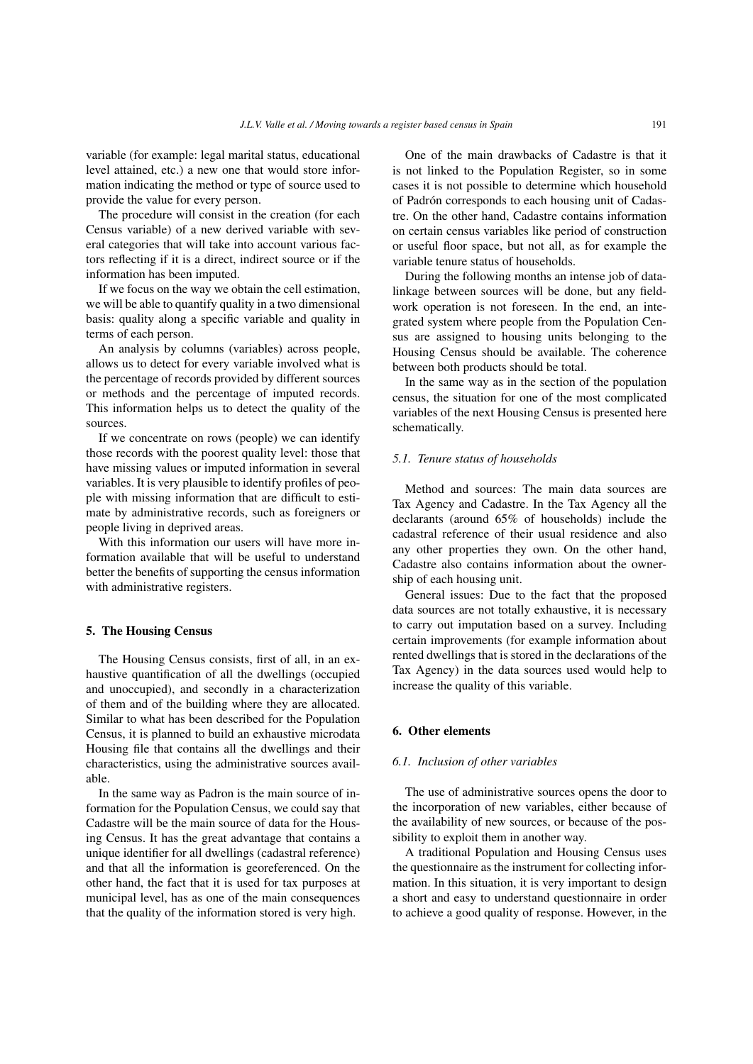variable (for example: legal marital status, educational level attained, etc.) a new one that would store information indicating the method or type of source used to provide the value for every person.

The procedure will consist in the creation (for each Census variable) of a new derived variable with several categories that will take into account various factors reflecting if it is a direct, indirect source or if the information has been imputed.

If we focus on the way we obtain the cell estimation, we will be able to quantify quality in a two dimensional basis: quality along a specific variable and quality in terms of each person.

An analysis by columns (variables) across people, allows us to detect for every variable involved what is the percentage of records provided by different sources or methods and the percentage of imputed records. This information helps us to detect the quality of the sources.

If we concentrate on rows (people) we can identify those records with the poorest quality level: those that have missing values or imputed information in several variables. It is very plausible to identify profiles of people with missing information that are difficult to estimate by administrative records, such as foreigners or people living in deprived areas.

With this information our users will have more information available that will be useful to understand better the benefits of supporting the census information with administrative registers.

## 5. The Housing Census

The Housing Census consists, first of all, in an exhaustive quantification of all the dwellings (occupied and unoccupied), and secondly in a characterization of them and of the building where they are allocated. Similar to what has been described for the Population Census, it is planned to build an exhaustive microdata Housing file that contains all the dwellings and their characteristics, using the administrative sources available.

In the same way as Padron is the main source of information for the Population Census, we could say that Cadastre will be the main source of data for the Housing Census. It has the great advantage that contains a unique identifier for all dwellings (cadastral reference) and that all the information is georeferenced. On the other hand, the fact that it is used for tax purposes at municipal level, has as one of the main consequences that the quality of the information stored is very high.

One of the main drawbacks of Cadastre is that it is not linked to the Population Register, so in some cases it is not possible to determine which household of Padrón corresponds to each housing unit of Cadastre. On the other hand, Cadastre contains information on certain census variables like period of construction or useful floor space, but not all, as for example the variable tenure status of households.

During the following months an intense job of data-linkage between sources will be done, but any field-work operation is not foreseen. In the end, an integrated system where people from the Population Census are assigned to housing units belonging to the Housing Census should be available. The coherence between both products should be total.

In the same way as in the section of the population census, the situation for one of the most complicated variables of the next Housing Census is presented here schematically.

### *5.1. Tenure status of households*

Method and sources: The main data sources are Tax Agency and Cadastre. In the Tax Agency all the declarants (around 65% of households) include the cadastral reference of their usual residence and also any other properties they own. On the other hand, Cadastre also contains information about the ownership of each housing unit.

General issues: Due to the fact that the proposed data sources are not totally exhaustive, it is necessary to carry out imputation based on a survey. Including certain improvements (for example information about rented dwellings that is stored in the declarations of the Tax Agency) in the data sources used would help to increase the quality of this variable.

## 6. Other elements

### *6.1. Inclusion of other variables*

The use of administrative sources opens the door to the incorporation of new variables, either because of the availability of new sources, or because of the possibility to exploit them in another way.

A traditional Population and Housing Census uses the questionnaire as the instrument for collecting information. In this situation, it is very important to design a short and easy to understand questionnaire in order to achieve a good quality of response. However, in the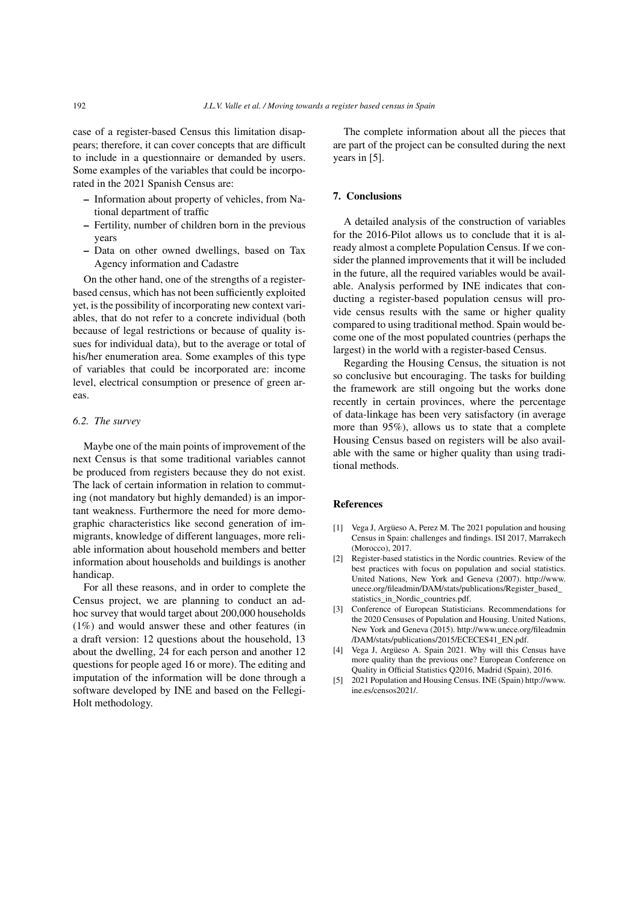case of a register-based Census this limitation disappears; therefore, it can cover concepts that are difficult to include in a questionnaire or demanded by users. Some examples of the variables that could be incorporated in the 2021 Spanish Census are:

- Information about property of vehicles, from National department of traffic
- Fertility, number of children born in the previous years
- Data on other owned dwellings, based on Tax Agency information and Cadastre

On the other hand, one of the strengths of a register-based census, which has not been sufficiently exploited yet, is the possibility of incorporating new context variables, that do not refer to a concrete individual (both because of legal restrictions or because of quality issues for individual data), but to the average or total of his/her enumeration area. Some examples of this type of variables that could be incorporated are: income level, electrical consumption or presence of green areas.

### 6.2. The survey

Maybe one of the main points of improvement of the next Census is that some traditional variables cannot be produced from registers because they do not exist. The lack of certain information in relation to commuting (not mandatory but highly demanded) is an important weakness. Furthermore the need for more demographic characteristics like second generation of immigrants, knowledge of different languages, more reliable information about household members and better information about households and buildings is another handicap.

For all these reasons, and in order to complete the Census project, we are planning to conduct an ad-hoc survey that would target about 200,000 households (1%) and would answer these and other features (in a draft version: 12 questions about the household, 13 about the dwelling, 24 for each person and another 12 questions for people aged 16 or more). The editing and imputation of the information will be done through a software developed by INE and based on the Fellegi-Holt methodology.

The complete information about all the pieces that are part of the project can be consulted during the next years in [5].

## 7. Conclusions

A detailed analysis of the construction of variables for the 2016-Pilot allows us to conclude that it is already almost a complete Population Census. If we consider the planned improvements that it will be included in the future, all the required variables would be available. Analysis performed by INE indicates that conducting a register-based population census will provide census results with the same or higher quality compared to using traditional method. Spain would become one of the most populated countries (perhaps the largest) in the world with a register-based Census.

Regarding the Housing Census, the situation is not so conclusive but encouraging. The tasks for building the framework are still ongoing but the works done recently in certain provinces, where the percentage of data-linkage has been very satisfactory (in average more than 95%), allows us to state that a complete Housing Census based on registers will be also available with the same or higher quality than using traditional methods.

## References

[1] Vega J, Argüeso A, Perez M. The 2021 population and housing Census in Spain: challenges and findings. ISI 2017, Marrakech (Morocco), 2017.

[2] Register-based statistics in the Nordic countries. Review of the best practices with focus on population and social statistics. United Nations, New York and Geneva (2007). http://www.unece.org/fileadmin/DAM/stats/publications/Register_based_statistics_in_Nordic_countries.pdf.

[3] Conference of European Statisticians. Recommendations for the 2020 Censuses of Population and Housing. United Nations, New York and Geneva (2015). http://www.unece.org/fileadmin/DAM/stats/publications/2015/ECECES41_EN.pdf.

[4] Vega J, Argüeso A. Spain 2021. Why will this Census have more quality than the previous one? European Conference on Quality in Official Statistics Q2016, Madrid (Spain), 2016.

[5] 2021 Population and Housing Census. INE (Spain) http://www.ine.es/censos2021/.